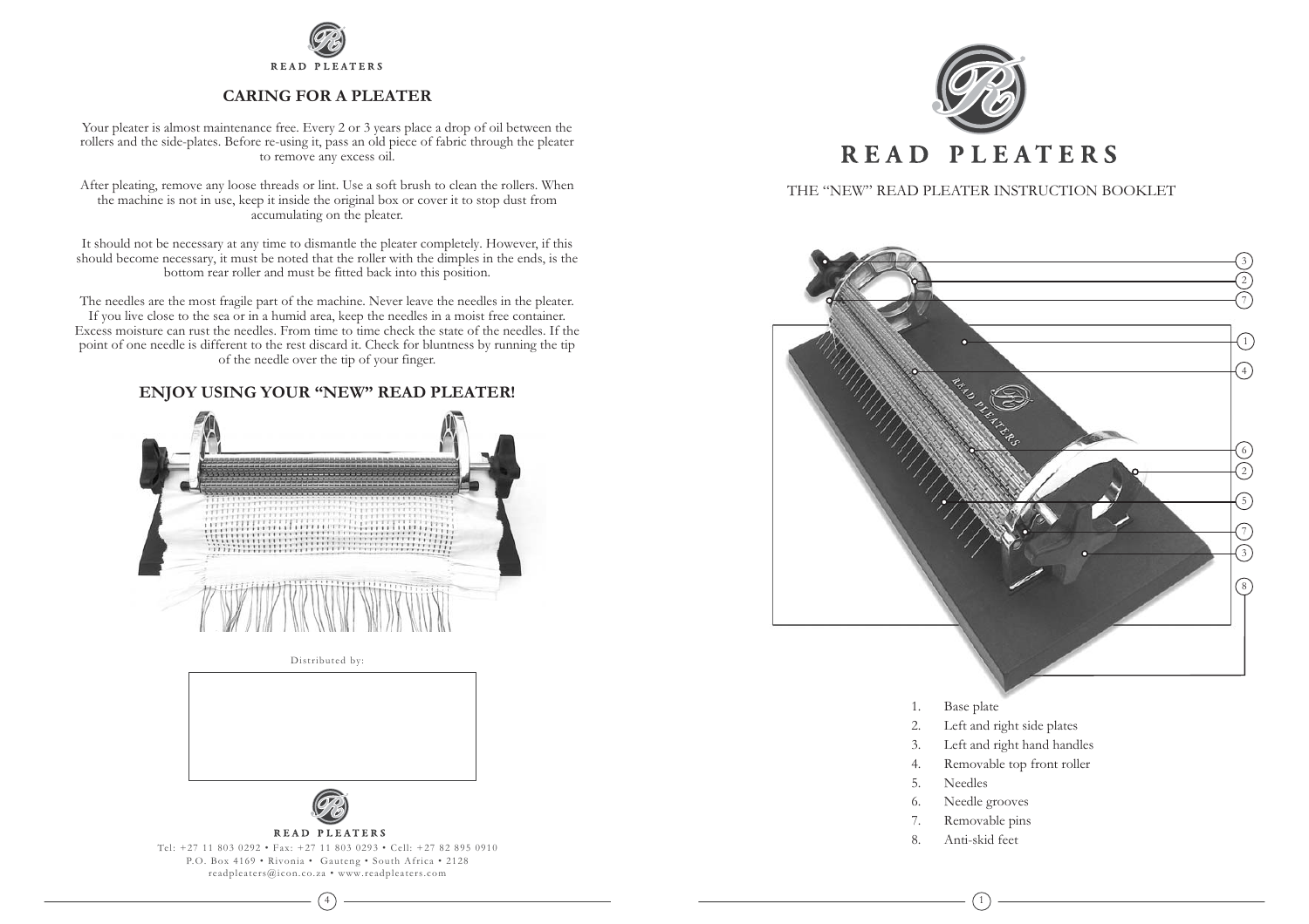READ PLEATERS

## CARING FOR A PLEATER

Your pleater is almost maintenance free. Every 2 or 3 years place a drop of oil between the rollers and the side-plates. Before re-using it, pass an old piece of fabric through the pleater to remove any excess oil.

After pleating, remove any loose threads or lint. Use a soft brush to clean the rollers. When the machine is not in use, keep it inside the original box or cover it to stop dust from accumulating on the pleater.

It should not be necessary at any time to dismantle the pleater completely. However, if this should become necessary, it must be noted that the roller with the dimples in the ends, is the bottom rear roller and must be fitted back into this position.

The needles are the most fragile part of the machine. Never leave the needles in the pleater. If you live close to the sea or in a humid area, keep the needles in a moist free container. Excess moisture can rust the needles. From time to time check the state of the needles. If the point of one needle is different to the rest discard it. Check for bluntness by running the tip of the needle over the tip of your finger.

## ENJOY USING YOUR "NEW" READ PLEATER!

Distributed by:

READ PLEATERS

Tel: +27 11 803 0292 • Fax: +27 11 803 0293 • Cell: +27 82 895 0910
P.O. Box 4169 • Rivonia • Gauteng • South Africa • 2128
readpleaters@icon.co.za • www.readpleaters.com

# READ PLEATERS

THE "NEW" READ PLEATER INSTRUCTION BOOKLET

1. Base plate
2. Left and right side plates
3. Left and right hand handles
4. Removable top front roller
5. Needles
6. Needle grooves
7. Removable pins
8. Anti-skid feet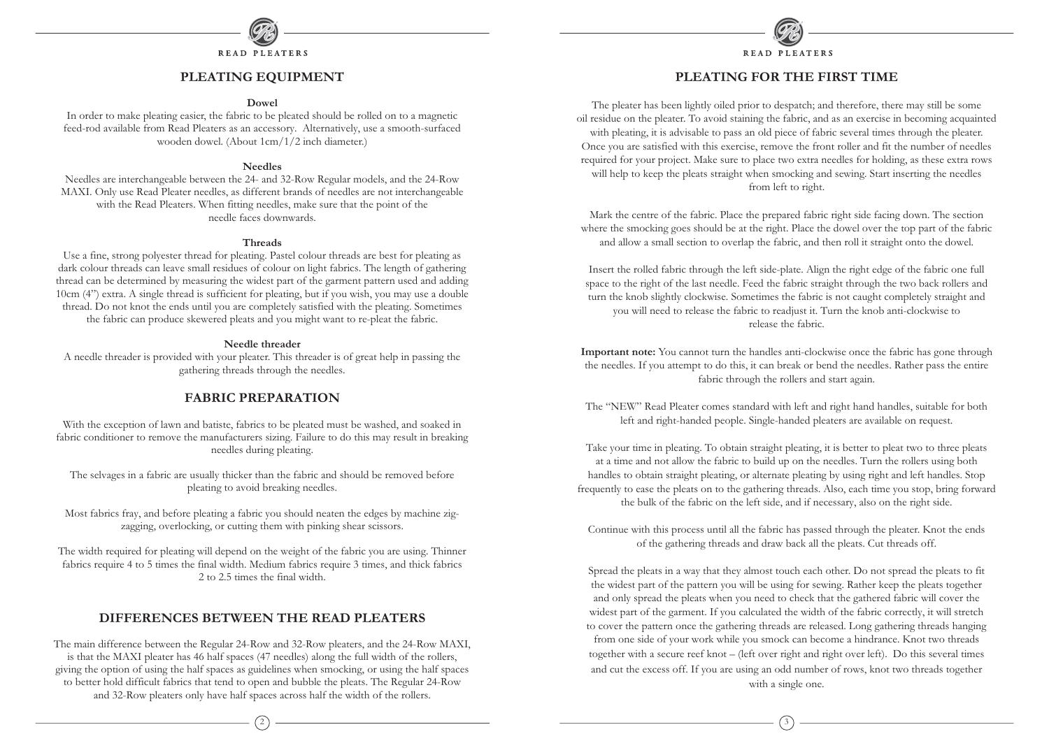## PLEATING EQUIPMENT

**Dowel**

In order to make pleating easier, the fabric to be pleated should be rolled on to a magnetic feed-rod available from Read Pleaters as an accessory. Alternatively, use a smooth-surfaced wooden dowel. (About 1cm/1/2 inch diameter.)

**Needles**

Needles are interchangeable between the 24- and 32-Row Regular models, and the 24-Row MAXI. Only use Read Pleater needles, as different brands of needles are not interchangeable with the Read Pleaters. When fitting needles, make sure that the point of the needle faces downwards.

**Threads**

Use a fine, strong polyester thread for pleating. Pastel colour threads are best for pleating as dark colour threads can leave small residues of colour on light fabrics. The length of gathering thread can be determined by measuring the widest part of the garment pattern used and adding 10cm (4") extra. A single thread is sufficient for pleating, but if you wish, you may use a double thread. Do not knot the ends until you are completely satisfied with the pleating. Sometimes the fabric can produce skewered pleats and you might want to re-pleat the fabric.

**Needle threader**

A needle threader is provided with your pleater. This threader is of great help in passing the gathering threads through the needles.

## FABRIC PREPARATION

With the exception of lawn and batiste, fabrics to be pleated must be washed, and soaked in fabric conditioner to remove the manufacturers sizing. Failure to do this may result in breaking needles during pleating.

The selvages in a fabric are usually thicker than the fabric and should be removed before pleating to avoid breaking needles.

Most fabrics fray, and before pleating a fabric you should neaten the edges by machine zig-zagging, overlocking, or cutting them with pinking shear scissors.

The width required for pleating will depend on the weight of the fabric you are using. Thinner fabrics require 4 to 5 times the final width. Medium fabrics require 3 times, and thick fabrics 2 to 2.5 times the final width.

## DIFFERENCES BETWEEN THE READ PLEATERS

The main difference between the Regular 24-Row and 32-Row pleaters, and the 24-Row MAXI, is that the MAXI pleater has 46 half spaces (47 needles) along the full width of the rollers, giving the option of using the half spaces as guidelines when smocking, or using the half spaces to better hold difficult fabrics that tend to open and bubble the pleats. The Regular 24-Row and 32-Row pleaters only have half spaces across half the width of the rollers.

## PLEATING FOR THE FIRST TIME

The pleater has been lightly oiled prior to despatch; and therefore, there may still be some oil residue on the pleater. To avoid staining the fabric, and as an exercise in becoming acquainted with pleating, it is advisable to pass an old piece of fabric several times through the pleater. Once you are satisfied with this exercise, remove the front roller and fit the number of needles required for your project. Make sure to place two extra needles for holding, as these extra rows will help to keep the pleats straight when smocking and sewing. Start inserting the needles from left to right.

Mark the centre of the fabric. Place the prepared fabric right side facing down. The section where the smocking goes should be at the right. Place the dowel over the top part of the fabric and allow a small section to overlap the fabric, and then roll it straight onto the dowel.

Insert the rolled fabric through the left side-plate. Align the right edge of the fabric one full space to the right of the last needle. Feed the fabric straight through the two back rollers and turn the knob slightly clockwise. Sometimes the fabric is not caught completely straight and you will need to release the fabric to readjust it. Turn the knob anti-clockwise to release the fabric.

**Important note:** You cannot turn the handles anti-clockwise once the fabric has gone through the needles. If you attempt to do this, it can break or bend the needles. Rather pass the entire fabric through the rollers and start again.

The "NEW" Read Pleater comes standard with left and right hand handles, suitable for both left and right-handed people. Single-handed pleaters are available on request.

Take your time in pleating. To obtain straight pleating, it is better to pleat two to three pleats at a time and not allow the fabric to build up on the needles. Turn the rollers using both handles to obtain straight pleating, or alternate pleating by using right and left handles. Stop frequently to ease the pleats on to the gathering threads. Also, each time you stop, bring forward the bulk of the fabric on the left side, and if necessary, also on the right side.

Continue with this process until all the fabric has passed through the pleater. Knot the ends of the gathering threads and draw back all the pleats. Cut threads off.

Spread the pleats in a way that they almost touch each other. Do not spread the pleats to fit the widest part of the pattern you will be using for sewing. Rather keep the pleats together and only spread the pleats when you need to check that the gathered fabric will cover the widest part of the garment. If you calculated the width of the fabric correctly, it will stretch to cover the pattern once the gathering threads are released. Long gathering threads hanging from one side of your work while you smock can become a hindrance. Knot two threads together with a secure reef knot – (left over right and right over left). Do this several times and cut the excess off. If you are using an odd number of rows, knot two threads together with a single one.